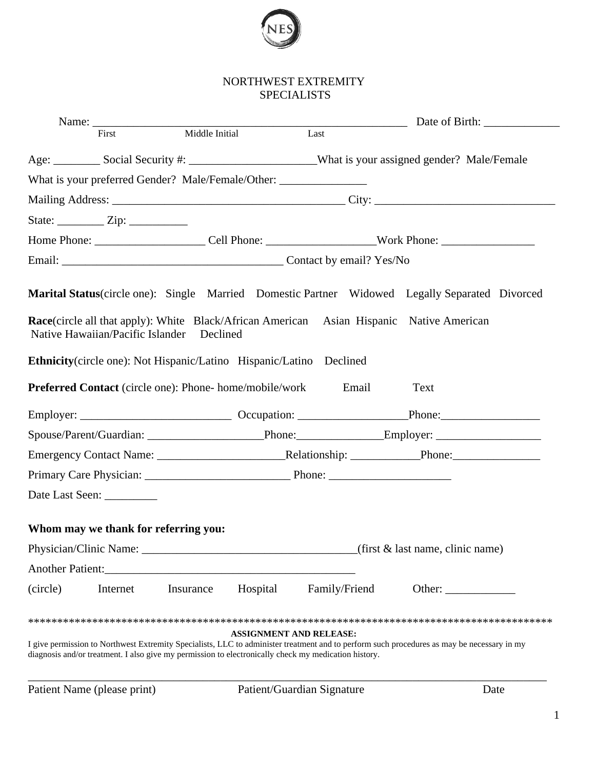NES

# NORTHWEST EXTREMITY SPECIALISTS

Name: ________________________________________________________ Date of Birth: _____________
First Middle Initial Last

Age: ________ Social Security #: _____________________ What is your assigned gender? Male/Female

What is your preferred Gender? Male/Female/Other: _______________

Mailing Address: _______________________________________ City: ______________________________

State: ________ Zip: __________

Home Phone: __________________ Cell Phone: __________________ Work Phone: ________________

Email: _____________________________________ Contact by email? Yes/No

**Marital Status**(circle one): Single Married Domestic Partner Widowed Legally Separated Divorced

**Race**(circle all that apply): White Black/African American Asian Hispanic Native American Native Hawaiian/Pacific Islander Declined

**Ethnicity**(circle one): Not Hispanic/Latino Hispanic/Latino Declined

**Preferred Contact** (circle one): Phone- home/mobile/work Email Text

Employer: _________________________ Occupation: __________________ Phone: _________________

Spouse/Parent/Guardian: ___________________ Phone: ______________ Employer: __________________

Emergency Contact Name: _____________________ Relationship: ___________ Phone: _______________

Primary Care Physician: ________________________ Phone: ____________________

Date Last Seen: _________

**Whom may we thank for referring you:**

Physician/Clinic Name: ____________________________________ (first & last name, clinic name)

Another Patient: __________________________________________

(circle) Internet Insurance Hospital Family/Friend Other: ____________

*************************************************************************************

**ASSIGNMENT AND RELEASE:**

I give permission to Northwest Extremity Specialists, LLC to administer treatment and to perform such procedures as may be necessary in my diagnosis and/or treatment. I also give my permission to electronically check my medication history.

_____________________________________________________________________________________

Patient Name (please print) Patient/Guardian Signature Date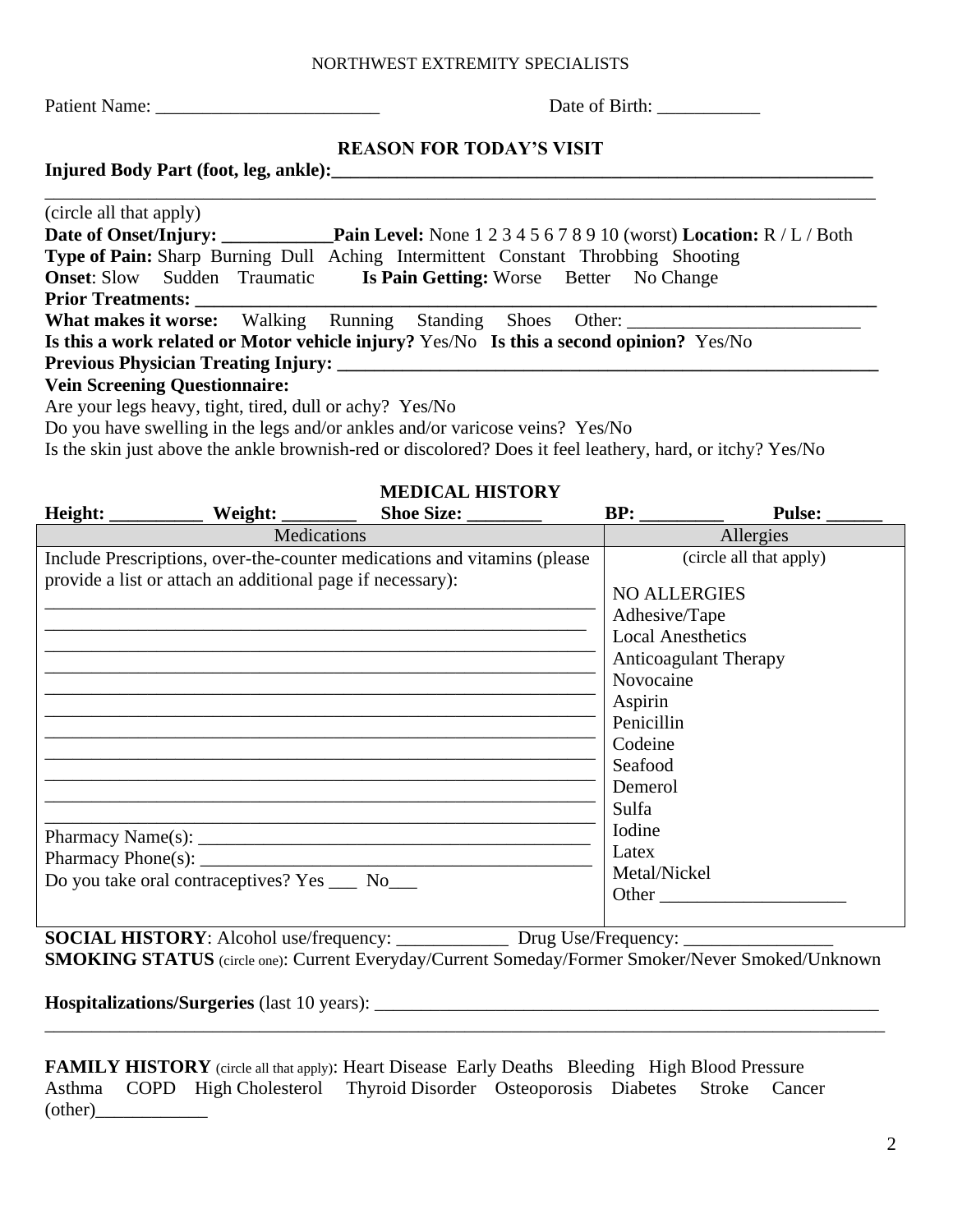NORTHWEST EXTREMITY SPECIALISTS

Patient Name: ________________________ Date of Birth: ___________

## REASON FOR TODAY'S VISIT

**Injured Body Part (foot, leg, ankle):**____________________________________________________________

__________________________________________________________________________________________

(circle all that apply)

**Date of Onset/Injury:** ____________**Pain Level:** None 1 2 3 4 5 6 7 8 9 10 (worst) **Location:** R / L / Both

**Type of Pain:** Sharp Burning Dull Aching Intermittent Constant Throbbing Shooting

**Onset**: Slow Sudden Traumatic **Is Pain Getting:** Worse Better No Change

**Prior Treatments:** ______________________________________________________________________

**What makes it worse:** Walking Running Standing Shoes Other: _________________________

**Is this a work related or Motor vehicle injury?** Yes/No **Is this a second opinion?** Yes/No

**Previous Physician Treating Injury:** ______________________________________________________________

**Vein Screening Questionnaire:**

Are your legs heavy, tight, tired, dull or achy? Yes/No

Do you have swelling in the legs and/or ankles and/or varicose veins? Yes/No

Is the skin just above the ankle brownish-red or discolored? Does it feel leathery, hard, or itchy? Yes/No

## MEDICAL HISTORY

**Height:** __________ **Weight:** ________ **Shoe Size:** ________ **BP:** _________ **Pulse:** ______

| Medications | Allergies |
|---|---|
| Include Prescriptions, over-the-counter medications and vitamins (please provide a list or attach an additional page if necessary): | (circle all that apply) |
| ____________________________________________ | NO ALLERGIES |
| ____________________________________________ | Adhesive/Tape |
| ____________________________________________ | Local Anesthetics |
| ____________________________________________ | Anticoagulant Therapy |
| ____________________________________________ | Novocaine |
| ____________________________________________ | Aspirin |
| ____________________________________________ | Penicillin |
| ____________________________________________ | Codeine |
| ____________________________________________ | Seafood |
| ____________________________________________ | Demerol |
| ____________________________________________ | Sulfa |
| Pharmacy Name(s): ______________________________ | Iodine |
| Pharmacy Phone(s): ______________________________ | Latex |
| Do you take oral contraceptives? Yes ___ No___ | Metal/Nickel |
| | Other ____________________ |

**SOCIAL HISTORY**: Alcohol use/frequency: ____________ Drug Use/Frequency: ________________

**SMOKING STATUS** (circle one): Current Everyday/Current Someday/Former Smoker/Never Smoked/Unknown

**Hospitalizations/Surgeries** (last 10 years): _________________________________________________________

__________________________________________________________________________________________

**FAMILY HISTORY** (circle all that apply): Heart Disease Early Deaths Bleeding High Blood Pressure Asthma COPD High Cholesterol Thyroid Disorder Osteoporosis Diabetes Stroke Cancer (other)____________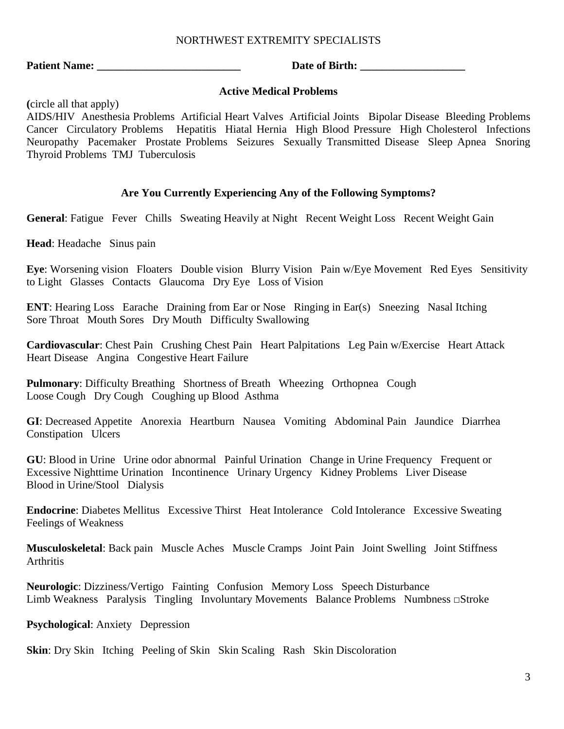NORTHWEST EXTREMITY SPECIALISTS

**Patient Name: ___________________________** **Date of Birth: ___________________**

### Active Medical Problems

**(**circle all that apply)

AIDS/HIV  Anesthesia Problems  Artificial Heart Valves  Artificial Joints  Bipolar Disease  Bleeding Problems  Cancer  Circulatory Problems  Hepatitis  Hiatal Hernia  High Blood Pressure  High Cholesterol  Infections  Neuropathy  Pacemaker  Prostate Problems  Seizures  Sexually Transmitted Disease  Sleep Apnea  Snoring  Thyroid Problems  TMJ  Tuberculosis

### Are You Currently Experiencing Any of the Following Symptoms?

**General**: Fatigue  Fever  Chills  Sweating Heavily at Night  Recent Weight Loss  Recent Weight Gain

**Head**: Headache  Sinus pain

**Eye**: Worsening vision  Floaters  Double vision  Blurry Vision  Pain w/Eye Movement  Red Eyes  Sensitivity to Light  Glasses  Contacts  Glaucoma  Dry Eye  Loss of Vision

**ENT**: Hearing Loss  Earache  Draining from Ear or Nose  Ringing in Ear(s)  Sneezing  Nasal Itching  Sore Throat  Mouth Sores  Dry Mouth  Difficulty Swallowing

**Cardiovascular**: Chest Pain  Crushing Chest Pain  Heart Palpitations  Leg Pain w/Exercise  Heart Attack  Heart Disease  Angina  Congestive Heart Failure

**Pulmonary**: Difficulty Breathing  Shortness of Breath  Wheezing  Orthopnea  Cough  Loose Cough  Dry Cough  Coughing up Blood  Asthma

**GI**: Decreased Appetite  Anorexia  Heartburn  Nausea  Vomiting  Abdominal Pain  Jaundice  Diarrhea  Constipation  Ulcers

**GU**: Blood in Urine  Urine odor abnormal  Painful Urination  Change in Urine Frequency  Frequent or Excessive Nighttime Urination  Incontinence  Urinary Urgency  Kidney Problems  Liver Disease  Blood in Urine/Stool  Dialysis

**Endocrine**: Diabetes Mellitus  Excessive Thirst  Heat Intolerance  Cold Intolerance  Excessive Sweating  Feelings of Weakness

**Musculoskeletal**: Back pain  Muscle Aches  Muscle Cramps  Joint Pain  Joint Swelling  Joint Stiffness  Arthritis

**Neurologic**: Dizziness/Vertigo  Fainting  Confusion  Memory Loss  Speech Disturbance  Limb Weakness  Paralysis  Tingling  Involuntary Movements  Balance Problems  Numbness □Stroke

**Psychological**: Anxiety  Depression

**Skin**: Dry Skin  Itching  Peeling of Skin  Skin Scaling  Rash  Skin Discoloration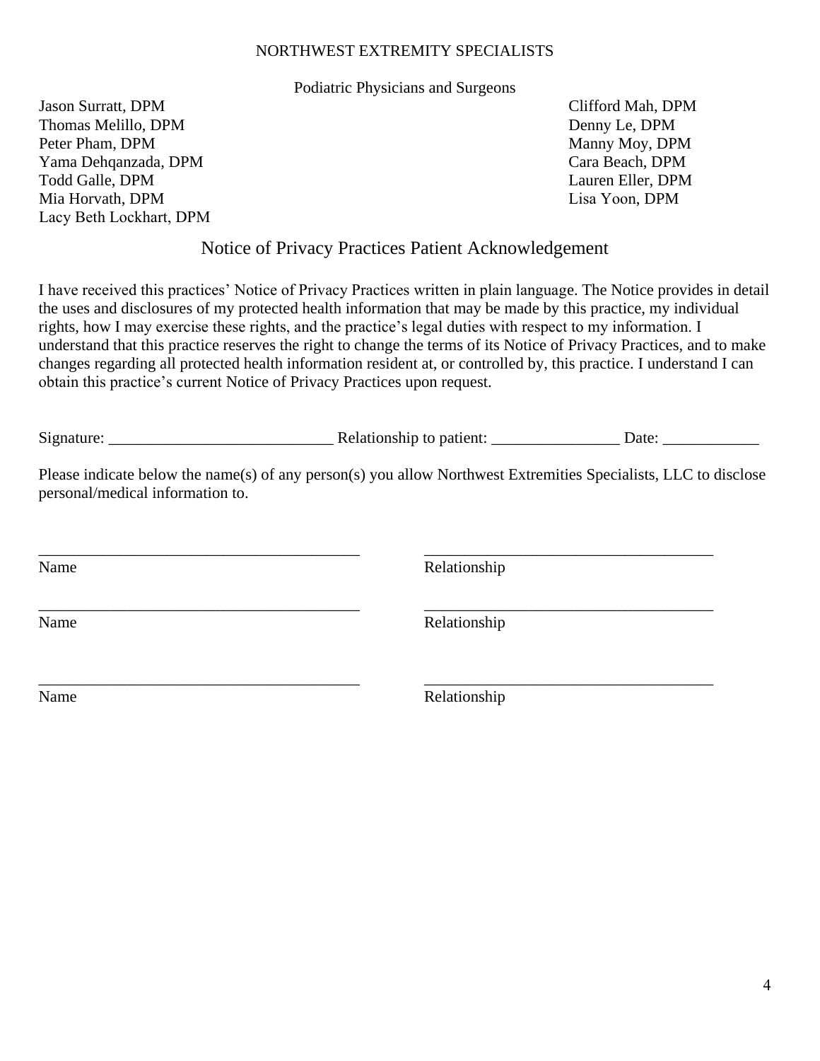NORTHWEST EXTREMITY SPECIALISTS

Podiatric Physicians and Surgeons

Jason Surratt, DPM
Thomas Melillo, DPM
Peter Pham, DPM
Yama Dehqanzada, DPM
Todd Galle, DPM
Mia Horvath, DPM
Lacy Beth Lockhart, DPM

Clifford Mah, DPM
Denny Le, DPM
Manny Moy, DPM
Cara Beach, DPM
Lauren Eller, DPM
Lisa Yoon, DPM

## Notice of Privacy Practices Patient Acknowledgement

I have received this practices' Notice of Privacy Practices written in plain language. The Notice provides in detail the uses and disclosures of my protected health information that may be made by this practice, my individual rights, how I may exercise these rights, and the practice's legal duties with respect to my information. I understand that this practice reserves the right to change the terms of its Notice of Privacy Practices, and to make changes regarding all protected health information resident at, or controlled by, this practice. I understand I can obtain this practice's current Notice of Privacy Practices upon request.

Signature: ____________________________ Relationship to patient: ________________ Date: ____________

Please indicate below the name(s) of any person(s) you allow Northwest Extremities Specialists, LLC to disclose personal/medical information to.

_________________________________________ _____________________________________
Name Relationship

_________________________________________ _____________________________________
Name Relationship

_________________________________________ _____________________________________
Name Relationship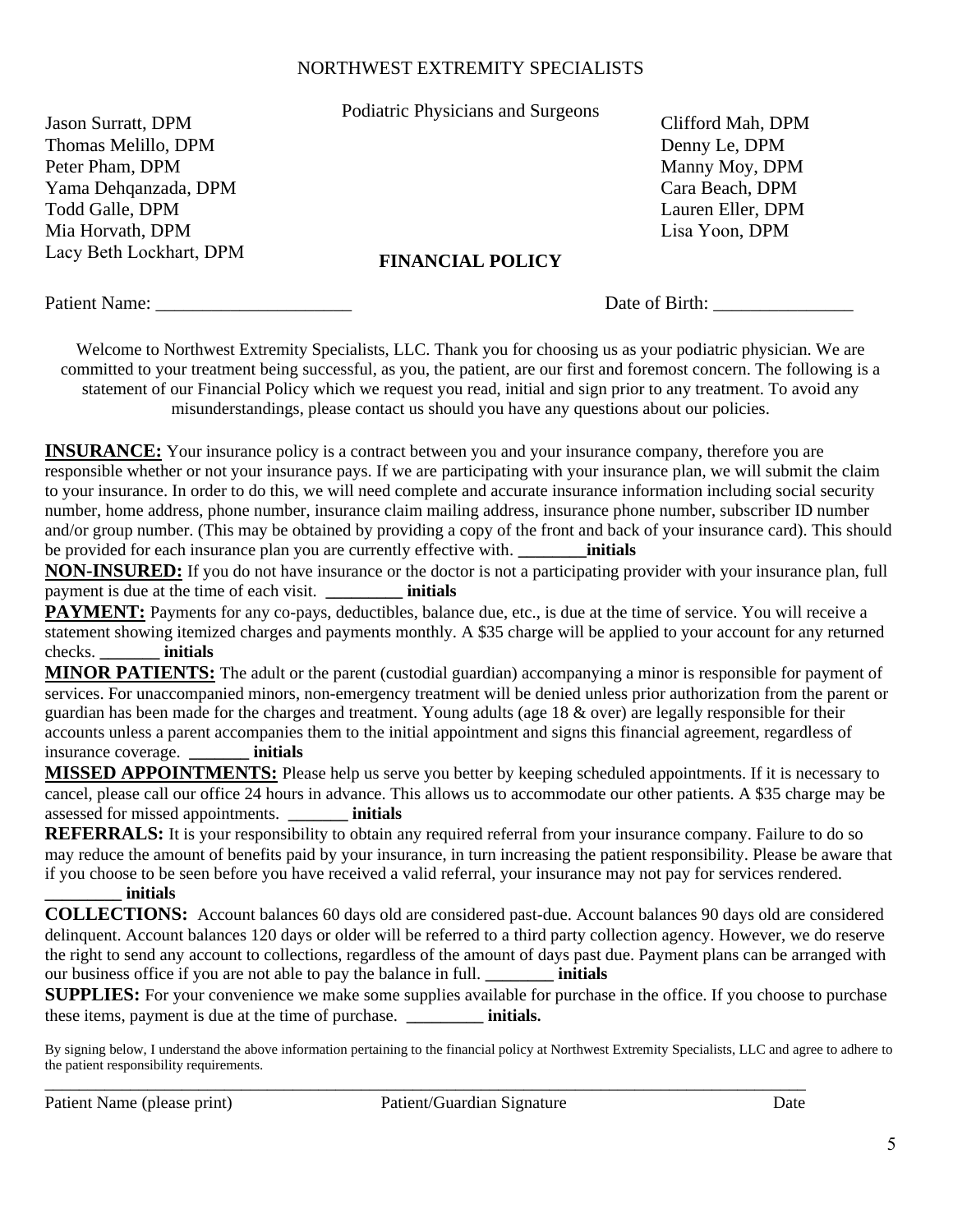NORTHWEST EXTREMITY SPECIALISTS

Podiatric Physicians and Surgeons

Jason Surratt, DPM
Thomas Melillo, DPM
Peter Pham, DPM
Yama Dehqanzada, DPM
Todd Galle, DPM
Mia Horvath, DPM
Lacy Beth Lockhart, DPM

Clifford Mah, DPM
Denny Le, DPM
Manny Moy, DPM
Cara Beach, DPM
Lauren Eller, DPM
Lisa Yoon, DPM

## FINANCIAL POLICY

Patient Name: ____________________ Date of Birth: ______________

Welcome to Northwest Extremity Specialists, LLC. Thank you for choosing us as your podiatric physician. We are committed to your treatment being successful, as you, the patient, are our first and foremost concern. The following is a statement of our Financial Policy which we request you read, initial and sign prior to any treatment. To avoid any misunderstandings, please contact us should you have any questions about our policies.

**INSURANCE:** Your insurance policy is a contract between you and your insurance company, therefore you are responsible whether or not your insurance pays. If we are participating with your insurance plan, we will submit the claim to your insurance. In order to do this, we will need complete and accurate insurance information including social security number, home address, phone number, insurance claim mailing address, insurance phone number, subscriber ID number and/or group number. (This may be obtained by providing a copy of the front and back of your insurance card). This should be provided for each insurance plan you are currently effective with. **________initials**

**NON-INSURED:** If you do not have insurance or the doctor is not a participating provider with your insurance plan, full payment is due at the time of each visit. **_________ initials**

**PAYMENT:** Payments for any co-pays, deductibles, balance due, etc., is due at the time of service. You will receive a statement showing itemized charges and payments monthly. A $35 charge will be applied to your account for any returned checks. **_______ initials**

**MINOR PATIENTS:** The adult or the parent (custodial guardian) accompanying a minor is responsible for payment of services. For unaccompanied minors, non-emergency treatment will be denied unless prior authorization from the parent or guardian has been made for the charges and treatment. Young adults (age 18 & over) are legally responsible for their accounts unless a parent accompanies them to the initial appointment and signs this financial agreement, regardless of insurance coverage. **_______ initials**

**MISSED APPOINTMENTS:** Please help us serve you better by keeping scheduled appointments. If it is necessary to cancel, please call our office 24 hours in advance. This allows us to accommodate our other patients. A $35 charge may be assessed for missed appointments. **_______ initials**

**REFERRALS:** It is your responsibility to obtain any required referral from your insurance company. Failure to do so may reduce the amount of benefits paid by your insurance, in turn increasing the patient responsibility. Please be aware that if you choose to be seen before you have received a valid referral, your insurance may not pay for services rendered.
**_________ initials**

**COLLECTIONS:** Account balances 60 days old are considered past-due. Account balances 90 days old are considered delinquent. Account balances 120 days or older will be referred to a third party collection agency. However, we do reserve the right to send any account to collections, regardless of the amount of days past due. Payment plans can be arranged with our business office if you are not able to pay the balance in full. **________ initials**

**SUPPLIES:** For your convenience we make some supplies available for purchase in the office. If you choose to purchase these items, payment is due at the time of purchase. **_________ initials.**

By signing below, I understand the above information pertaining to the financial policy at Northwest Extremity Specialists, LLC and agree to adhere to the patient responsibility requirements.

_____________________________________________________________________________________

Patient Name (please print) Patient/Guardian Signature Date